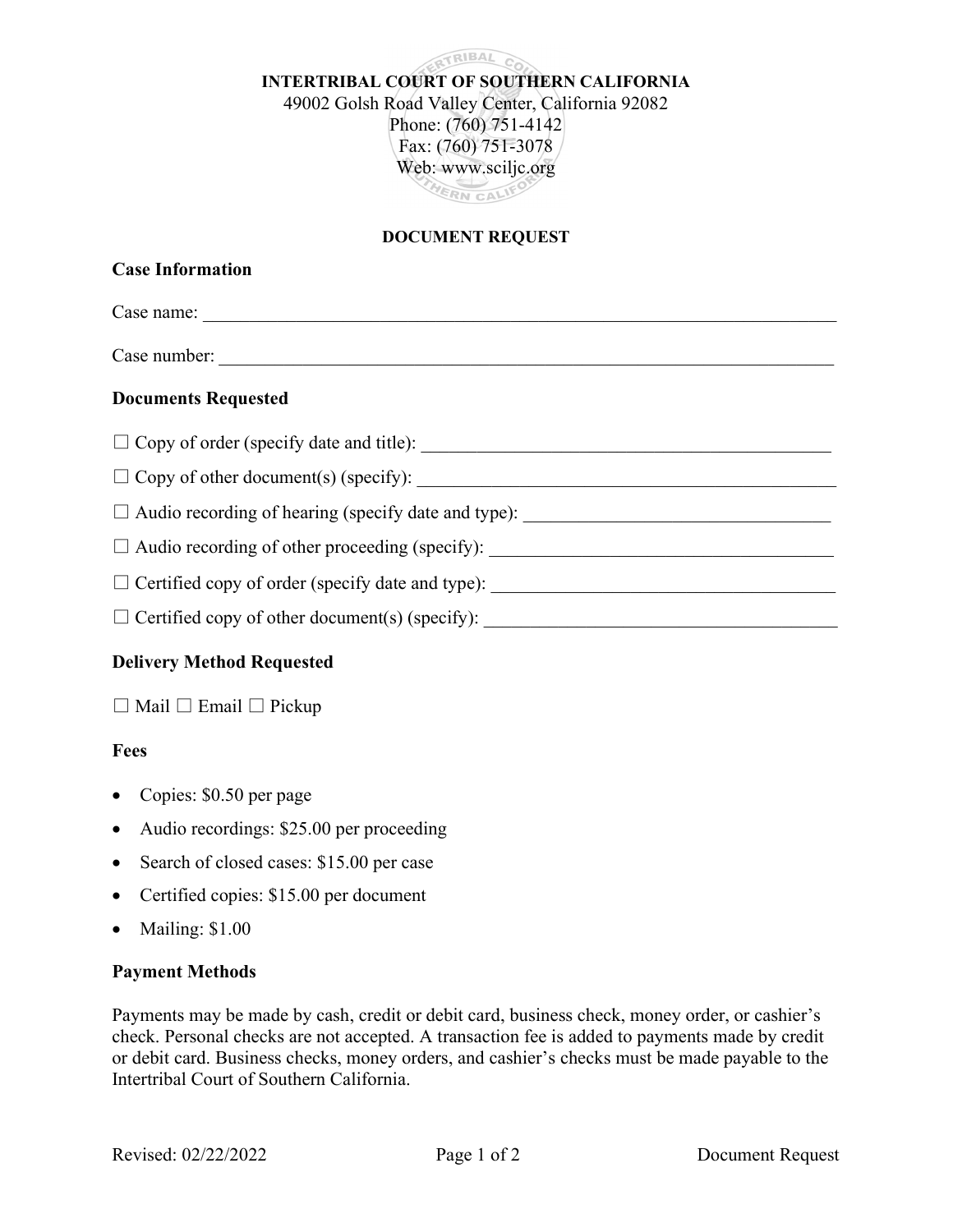**INTERTRIBAL COURT OF SOUTHERN CALIFORNIA**
49002 Golsh Road Valley Center, California 92082
Phone: (760) 751-4142
Fax: (760) 751-3078
Web: www.sciljc.org

# DOCUMENT REQUEST

## Case Information

Case name: ___________________________________________________________________________

Case number: _________________________________________________________________________

## Documents Requested

☐ Copy of order (specify date and title): _____________________________________________

☐ Copy of other document(s) (specify): _______________________________________________

☐ Audio recording of hearing (specify date and type): _________________________________

☐ Audio recording of other proceeding (specify): _____________________________________

☐ Certified copy of order (specify date and type): ____________________________________

☐ Certified copy of other document(s) (specify): _____________________________________

## Delivery Method Requested

☐ Mail ☐ Email ☐ Pickup

## Fees

- Copies: $0.50 per page
- Audio recordings: $25.00 per proceeding
- Search of closed cases: $15.00 per case
- Certified copies: $15.00 per document
- Mailing: $1.00

## Payment Methods

Payments may be made by cash, credit or debit card, business check, money order, or cashier's check. Personal checks are not accepted. A transaction fee is added to payments made by credit or debit card. Business checks, money orders, and cashier's checks must be made payable to the Intertribal Court of Southern California.

Revised: 02/22/2022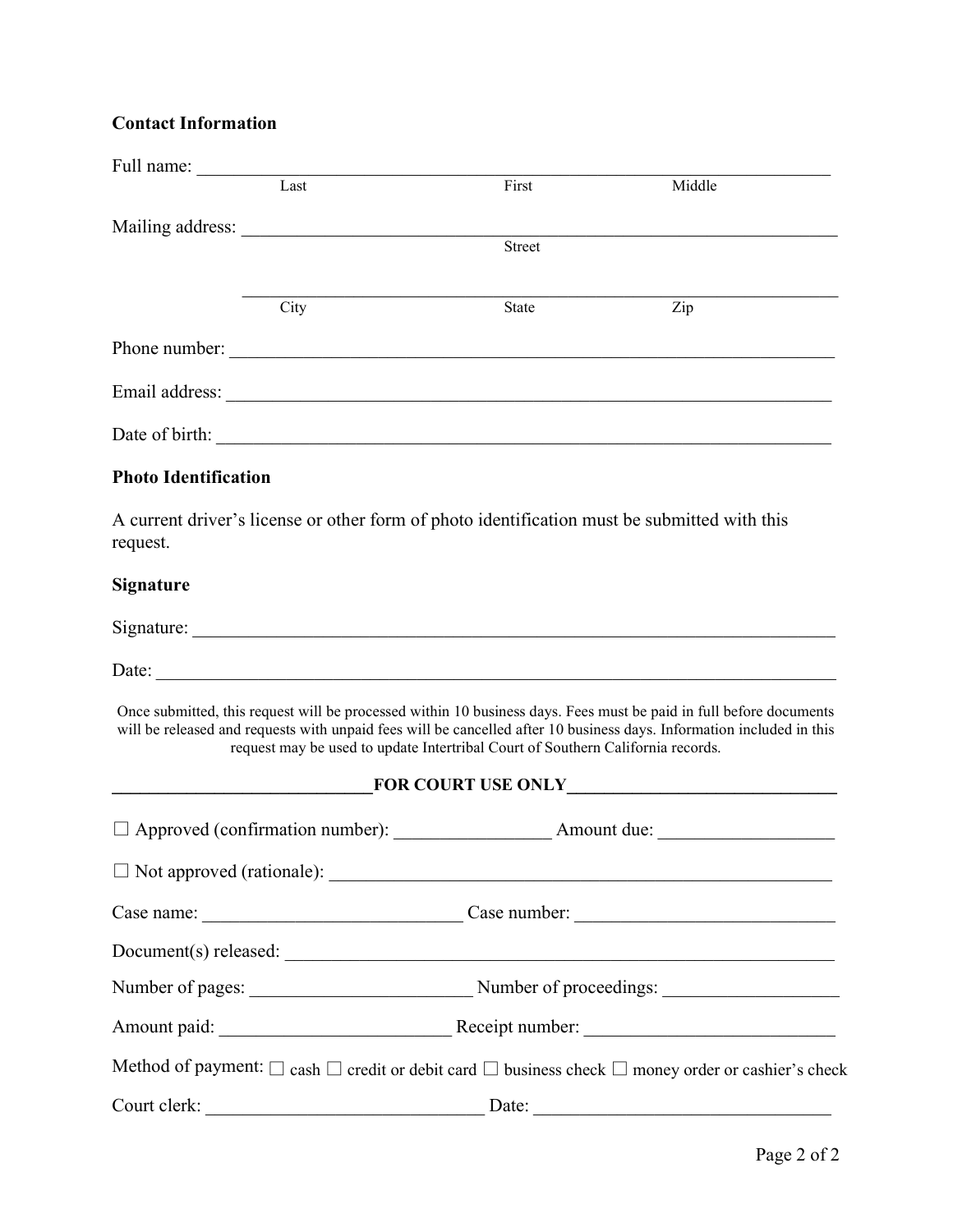**Contact Information**

Full name: ______________________________________________________________
Last First Middle

Mailing address: __________________________________________________________
Street

__________________________________________________________
City State Zip

Phone number: ___________________________________________________________

Email address: ___________________________________________________________

Date of birth: ____________________________________________________________

**Photo Identification**

A current driver's license or other form of photo identification must be submitted with this request.

**Signature**

Signature: _______________________________________________________________

Date: ___________________________________________________________________

Once submitted, this request will be processed within 10 business days. Fees must be paid in full before documents will be released and requests with unpaid fees will be cancelled after 10 business days. Information included in this request may be used to update Intertribal Court of Southern California records.

**FOR COURT USE ONLY**

☐ Approved (confirmation number): _______________ Amount due: ________________

☐ Not approved (rationale): ______________________________________________

Case name: _________________________ Case number: _________________________

Document(s) released: ____________________________________________________

Number of pages: ______________________ Number of proceedings: _________________

Amount paid: ______________________ Receipt number: ________________________

Method of payment: ☐ cash ☐ credit or debit card ☐ business check ☐ money order or cashier's check

Court clerk: ___________________________ Date: _____________________________